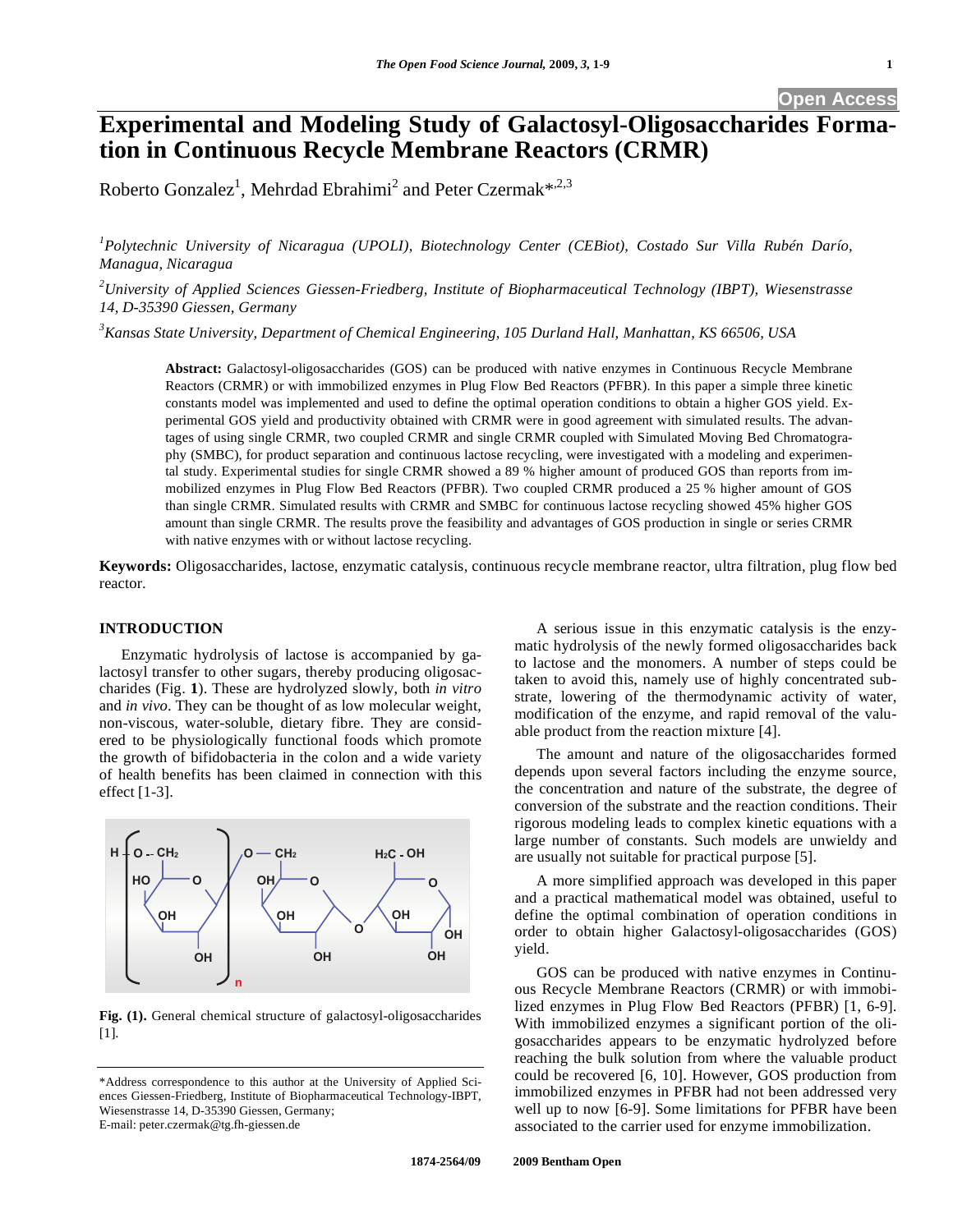# Experimental and Modeling Study of Galactosyl-Oligosaccharides Formation in Continuous Recycle Membrane Reactors (CRMR)

Roberto Gonzalez[1], Mehrdad Ebrahimi[2] and Peter Czermak*[2,3]

[1]*Polytechnic University of Nicaragua (UPOLI), Biotechnology Center (CEBiot), Costado Sur Villa Rubén Darío, Managua, Nicaragua*

[2]*University of Applied Sciences Giessen-Friedberg, Institute of Biopharmaceutical Technology (IBPT), Wiesenstrasse 14, D-35390 Giessen, Germany*

[3]*Kansas State University, Department of Chemical Engineering, 105 Durland Hall, Manhattan, KS 66506, USA*

**Abstract:** Galactosyl-oligosaccharides (GOS) can be produced with native enzymes in Continuous Recycle Membrane Reactors (CRMR) or with immobilized enzymes in Plug Flow Bed Reactors (PFBR). In this paper a simple three kinetic constants model was implemented and used to define the optimal operation conditions to obtain a higher GOS yield. Experimental GOS yield and productivity obtained with CRMR were in good agreement with simulated results. The advantages of using single CRMR, two coupled CRMR and single CRMR coupled with Simulated Moving Bed Chromatography (SMBC), for product separation and continuous lactose recycling, were investigated with a modeling and experimental study. Experimental studies for single CRMR showed a 89 % higher amount of produced GOS than reports from immobilized enzymes in Plug Flow Bed Reactors (PFBR). Two coupled CRMR produced a 25 % higher amount of GOS than single CRMR. Simulated results with CRMR and SMBC for continuous lactose recycling showed 45% higher GOS amount than single CRMR. The results prove the feasibility and advantages of GOS production in single or series CRMR with native enzymes with or without lactose recycling.

**Keywords:** Oligosaccharides, lactose, enzymatic catalysis, continuous recycle membrane reactor, ultra filtration, plug flow bed reactor.

## INTRODUCTION

Enzymatic hydrolysis of lactose is accompanied by galactosyl transfer to other sugars, thereby producing oligosaccharides (Fig. **1**). These are hydrolyzed slowly, both *in vitro* and *in vivo*. They can be thought of as low molecular weight, non-viscous, water-soluble, dietary fibre. They are considered to be physiologically functional foods which promote the growth of bifidobacteria in the colon and a wide variety of health benefits has been claimed in connection with this effect [1-3].

**Fig. (1).** General chemical structure of galactosyl-oligosaccharides [1].

A serious issue in this enzymatic catalysis is the enzymatic hydrolysis of the newly formed oligosaccharides back to lactose and the monomers. A number of steps could be taken to avoid this, namely use of highly concentrated substrate, lowering of the thermodynamic activity of water, modification of the enzyme, and rapid removal of the valuable product from the reaction mixture [4].

The amount and nature of the oligosaccharides formed depends upon several factors including the enzyme source, the concentration and nature of the substrate, the degree of conversion of the substrate and the reaction conditions. Their rigorous modeling leads to complex kinetic equations with a large number of constants. Such models are unwieldy and are usually not suitable for practical purpose [5].

A more simplified approach was developed in this paper and a practical mathematical model was obtained, useful to define the optimal combination of operation conditions in order to obtain higher Galactosyl-oligosaccharides (GOS) yield.

GOS can be produced with native enzymes in Continuous Recycle Membrane Reactors (CRMR) or with immobilized enzymes in Plug Flow Bed Reactors (PFBR) [1, 6-9]. With immobilized enzymes a significant portion of the oligosaccharides appears to be enzymatic hydrolyzed before reaching the bulk solution from where the valuable product could be recovered [6, 10]. However, GOS production from immobilized enzymes in PFBR had not been addressed very well up to now [6-9]. Some limitations for PFBR have been associated to the carrier used for enzyme immobilization.

*Address correspondence to this author at the University of Applied Sciences Giessen-Friedberg, Institute of Biopharmaceutical Technology-IBPT, Wiesenstrasse 14, D-35390 Giessen, Germany;
E-mail: peter.czermak@tg.fh-giessen.de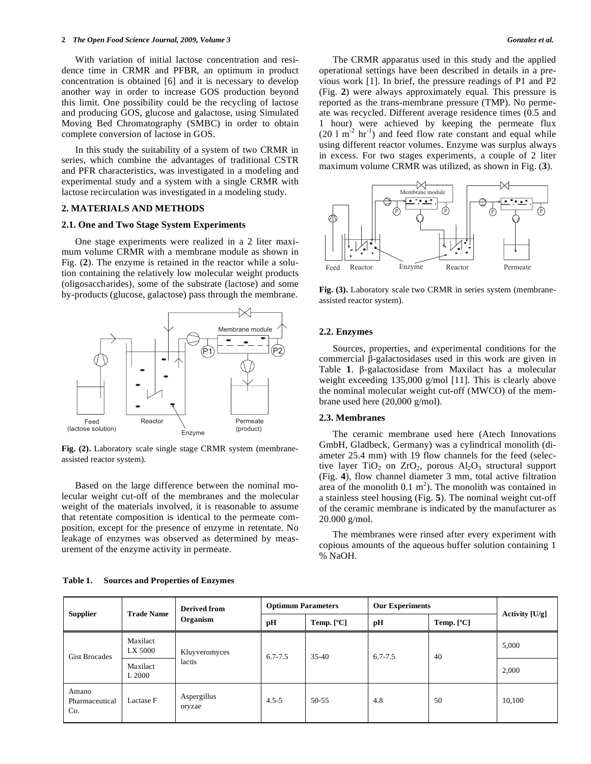With variation of initial lactose concentration and residence time in CRMR and PFBR, an optimum in product concentration is obtained [6] and it is necessary to develop another way in order to increase GOS production beyond this limit. One possibility could be the recycling of lactose and producing GOS, glucose and galactose, using Simulated Moving Bed Chromatography (SMBC) in order to obtain complete conversion of lactose in GOS.

In this study the suitability of a system of two CRMR in series, which combine the advantages of traditional CSTR and PFR characteristics, was investigated in a modeling and experimental study and a system with a single CRMR with lactose recirculation was investigated in a modeling study.

## 2. MATERIALS AND METHODS

### 2.1. One and Two Stage System Experiments

One stage experiments were realized in a 2 liter maximum volume CRMR with a membrane module as shown in Fig. (**2**). The enzyme is retained in the reactor while a solution containing the relatively low molecular weight products (oligosaccharides), some of the substrate (lactose) and some by-products (glucose, galactose) pass through the membrane.

**Fig. (2).** Laboratory scale single stage CRMR system (membrane-assisted reactor system).

Based on the large difference between the nominal molecular weight cut-off of the membranes and the molecular weight of the materials involved, it is reasonable to assume that retentate composition is identical to the permeate composition, except for the presence of enzyme in retentate. No leakage of enzymes was observed as determined by measurement of the enzyme activity in permeate.

The CRMR apparatus used in this study and the applied operational settings have been described in details in a previous work [1]. In brief, the pressure readings of P1 and P2 (Fig. **2**) were always approximately equal. This pressure is reported as the trans-membrane pressure (TMP). No permeate was recycled. Different average residence times (0.5 and 1 hour) were achieved by keeping the permeate flux ($20\ l\ m^{-2}\ hr^{-1}$) and feed flow rate constant and equal while using different reactor volumes. Enzyme was surplus always in excess. For two stages experiments, a couple of 2 liter maximum volume CRMR was utilized, as shown in Fig. (**3**).

**Fig. (3).** Laboratory scale two CRMR in series system (membrane-assisted reactor system).

### 2.2. Enzymes

Sources, properties, and experimental conditions for the commercial β-galactosidases used in this work are given in Table **1**. β-galactosidase from Maxilact has a molecular weight exceeding 135,000 g/mol [11]. This is clearly above the nominal molecular weight cut-off (MWCO) of the membrane used here (20,000 g/mol).

### 2.3. Membranes

The ceramic membrane used here (Atech Innovations GmbH, Gladbeck, Germany) was a cylindrical monolith (diameter 25.4 mm) with 19 flow channels for the feed (selective layer $TiO_2$ on $ZrO_2$, porous $Al_2O_3$ structural support (Fig. **4**), flow channel diameter 3 mm, total active filtration area of the monolith $0.1\ m^2$). The monolith was contained in a stainless steel housing (Fig. **5**). The nominal weight cut-off of the ceramic membrane is indicated by the manufacturer as 20.000 g/mol.

The membranes were rinsed after every experiment with copious amounts of the aqueous buffer solution containing 1 % NaOH.

**Table 1. Sources and Properties of Enzymes**

| Supplier | Trade Name | Derived from Organism | Optimum Parameters | | Our Experiments | | Activity [U/g] |
|---|---|---|---|---|---|---|---|
| | | | pH | Temp. [ºC] | pH | Temp. [ºC] | |
| Gist Brocades | Maxilact LX 5000 | Kluyveromyces lactis | 6.7-7.5 | 35-40 | 6.7-7.5 | 40 | 5,000 |
| | Maxilact L 2000 | | | | | | 2,000 |
| Amano Pharmaceutical Co. | Lactase F | Aspergillus oryzae | 4.5-5 | 50-55 | 4.8 | 50 | 10,100 |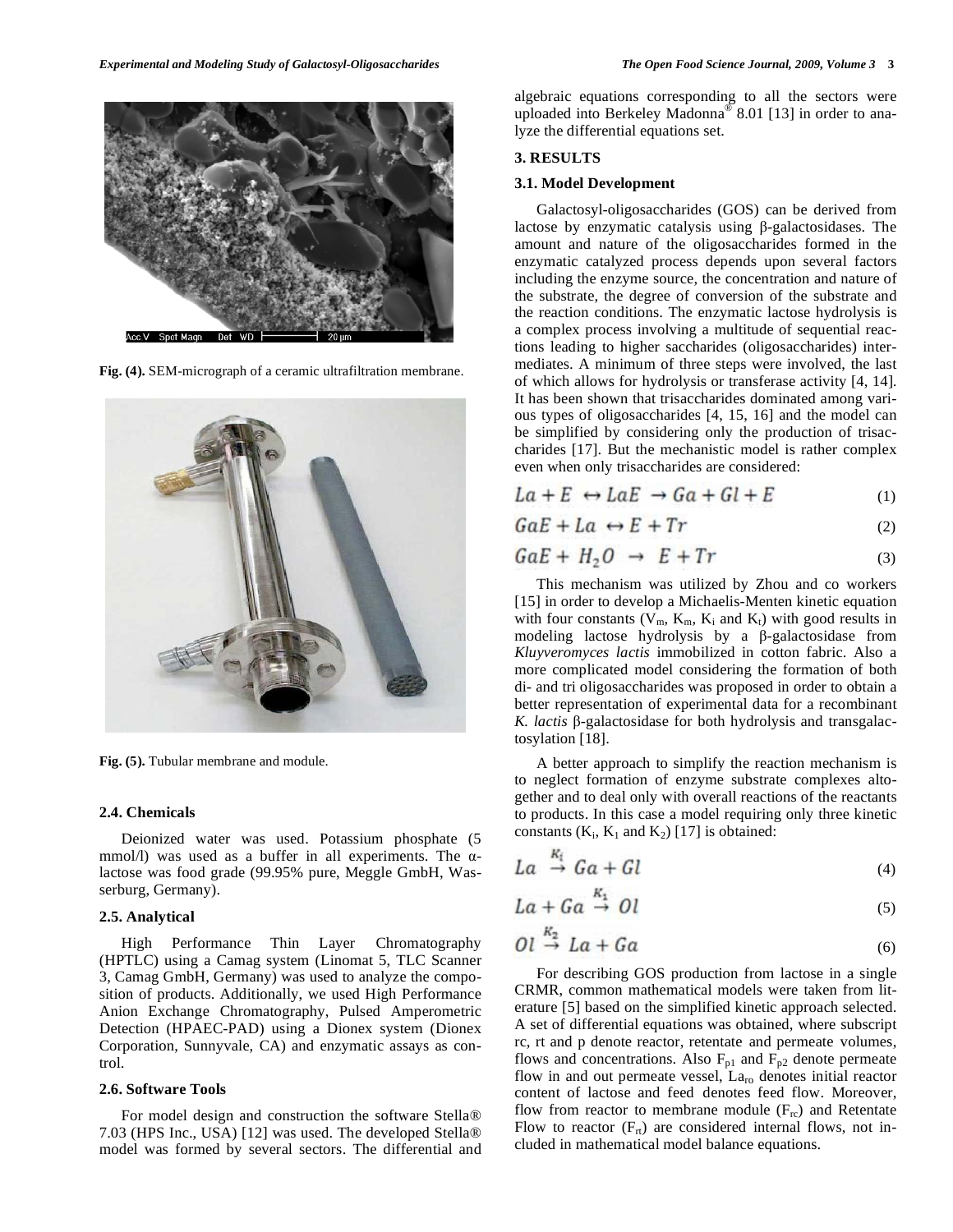Fig. (4). SEM-micrograph of a ceramic ultrafiltration membrane.

Fig. (5). Tubular membrane and module.

### 2.4. Chemicals

Deionized water was used. Potassium phosphate (5 mmol/l) was used as a buffer in all experiments. The α-lactose was food grade (99.95% pure, Meggle GmbH, Wasserburg, Germany).

### 2.5. Analytical

High Performance Thin Layer Chromatography (HPTLC) using a Camag system (Linomat 5, TLC Scanner 3, Camag GmbH, Germany) was used to analyze the composition of products. Additionally, we used High Performance Anion Exchange Chromatography, Pulsed Amperometric Detection (HPAEC-PAD) using a Dionex system (Dionex Corporation, Sunnyvale, CA) and enzymatic assays as control.

### 2.6. Software Tools

For model design and construction the software Stella® 7.03 (HPS Inc., USA) [12] was used. The developed Stella® model was formed by several sectors. The differential and algebraic equations corresponding to all the sectors were uploaded into Berkeley Madonna® 8.01 [13] in order to analyze the differential equations set.

## 3. RESULTS

### 3.1. Model Development

Galactosyl-oligosaccharides (GOS) can be derived from lactose by enzymatic catalysis using β-galactosidases. The amount and nature of the oligosaccharides formed in the enzymatic catalyzed process depends upon several factors including the enzyme source, the concentration and nature of the substrate, the degree of conversion of the substrate and the reaction conditions. The enzymatic lactose hydrolysis is a complex process involving a multitude of sequential reactions leading to higher saccharides (oligosaccharides) intermediates. A minimum of three steps were involved, the last of which allows for hydrolysis or transferase activity [4, 14]. It has been shown that trisaccharides dominated among various types of oligosaccharides [4, 15, 16] and the model can be simplified by considering only the production of trisaccharides [17]. But the mechanistic model is rather complex even when only trisaccharides are considered:

$$La + E \leftrightarrow LaE \rightarrow Ga + Gl + E \tag{1}$$

$$GaE + La \leftrightarrow E + Tr \tag{2}$$

$$GaE + H_2O \rightarrow E + Tr \tag{3}$$

This mechanism was utilized by Zhou and co workers [15] in order to develop a Michaelis-Menten kinetic equation with four constants ($V_m$, $K_m$, $K_i$ and $K_t$) with good results in modeling lactose hydrolysis by a β-galactosidase from *Kluyveromyces lactis* immobilized in cotton fabric. Also a more complicated model considering the formation of both di- and tri oligosaccharides was proposed in order to obtain a better representation of experimental data for a recombinant *K. lactis* β-galactosidase for both hydrolysis and transgalactosylation [18].

A better approach to simplify the reaction mechanism is to neglect formation of enzyme substrate complexes altogether and to deal only with overall reactions of the reactants to products. In this case a model requiring only three kinetic constants ($K_i$, $K_1$ and $K_2$) [17] is obtained:

$$La \overset{K_i}{\rightarrow} Ga + Gl \tag{4}$$

$$La + Ga \overset{K_1}{\rightarrow} Ol \tag{5}$$

$$Ol \overset{K_2}{\rightarrow} La + Ga \tag{6}$$

For describing GOS production from lactose in a single CRMR, common mathematical models were taken from literature [5] based on the simplified kinetic approach selected. A set of differential equations was obtained, where subscript rc, rt and p denote reactor, retentate and permeate volumes, flows and concentrations. Also $F_{p1}$ and $F_{p2}$ denote permeate flow in and out permeate vessel, $La_{ro}$ denotes initial reactor content of lactose and feed denotes feed flow. Moreover, flow from reactor to membrane module ($F_{rc}$) and Retentate Flow to reactor ($F_{rt}$) are considered internal flows, not included in mathematical model balance equations.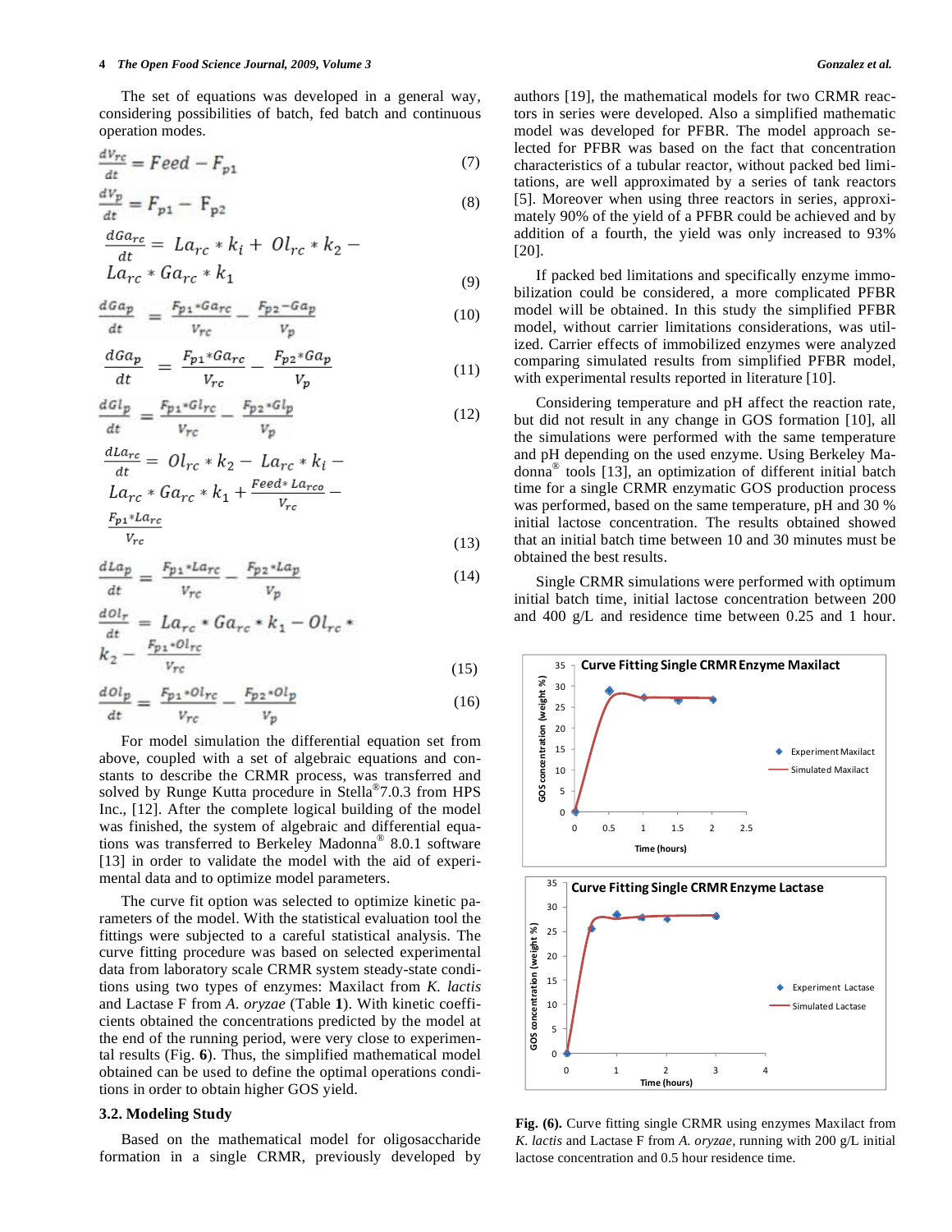The set of equations was developed in a general way, considering possibilities of batch, fed batch and continuous operation modes.

$$\frac{dV_{rc}}{dt} = Feed - F_{p1} \tag{7}$$

$$\frac{dV_p}{dt} = F_{p1} - F_{p2} \tag{8}$$

$$\frac{dGa_{rc}}{dt} = La_{rc} * k_i + Ol_{rc} * k_2 - La_{rc} * Ga_{rc} * k_1 \tag{9}$$

$$\frac{dGa_p}{dt} = \frac{F_{p1} * Ga_{rc}}{V_{rc}} - \frac{F_{p2} - Ga_p}{V_p} \tag{10}$$

$$\frac{dGa_p}{dt} = \frac{F_{p1} * Ga_{rc}}{V_{rc}} - \frac{F_{p2} * Ga_p}{V_p} \tag{11}$$

$$\frac{dGl_p}{dt} = \frac{F_{p1} * Gl_{rc}}{V_{rc}} - \frac{F_{p2} * Gl_p}{V_p} \tag{12}$$

$$\frac{dLa_{rc}}{dt} = Ol_{rc} * k_2 - La_{rc} * k_i - La_{rc} * Ga_{rc} * k_1 + \frac{Feed * La_{rco}}{V_{rc}} - \frac{F_{p1} * La_{rc}}{V_{rc}} \tag{13}$$

$$\frac{dLa_p}{dt} = \frac{F_{p1} * La_{rc}}{V_{rc}} - \frac{F_{p2} * La_p}{V_p} \tag{14}$$

$$\frac{dOl_r}{dt} = La_{rc} * Ga_{rc} * k_1 - Ol_{rc} * k_2 - \frac{F_{p1} * Ol_{rc}}{V_{rc}} \tag{15}$$

$$\frac{dOl_p}{dt} = \frac{F_{p1} * Ol_{rc}}{V_{rc}} - \frac{F_{p2} * Ol_p}{V_p} \tag{16}$$

For model simulation the differential equation set from above, coupled with a set of algebraic equations and constants to describe the CRMR process, was transferred and solved by Runge Kutta procedure in Stella® 7.0.3 from HPS Inc., [12]. After the complete logical building of the model was finished, the system of algebraic and differential equations was transferred to Berkeley Madonna® 8.0.1 software [13] in order to validate the model with the aid of experimental data and to optimize model parameters.

The curve fit option was selected to optimize kinetic parameters of the model. With the statistical evaluation tool the fittings were subjected to a careful statistical analysis. The curve fitting procedure was based on selected experimental data from laboratory scale CRMR system steady-state conditions using two types of enzymes: Maxilact from *K. lactis* and Lactase F from *A. oryzae* (Table **1**). With kinetic coefficients obtained the concentrations predicted by the model at the end of the running period, were very close to experimental results (Fig. **6**). Thus, the simplified mathematical model obtained can be used to define the optimal operations conditions in order to obtain higher GOS yield.

### 3.2. Modeling Study

Based on the mathematical model for oligosaccharide formation in a single CRMR, previously developed by authors [19], the mathematical models for two CRMR reactors in series were developed. Also a simplified mathematic model was developed for PFBR. The model approach selected for PFBR was based on the fact that concentration characteristics of a tubular reactor, without packed bed limitations, are well approximated by a series of tank reactors [5]. Moreover when using three reactors in series, approximately 90% of the yield of a PFBR could be achieved and by addition of a fourth, the yield was only increased to 93% [20].

If packed bed limitations and specifically enzyme immobilization could be considered, a more complicated PFBR model will be obtained. In this study the simplified PFBR model, without carrier limitations considerations, was utilized. Carrier effects of immobilized enzymes were analyzed comparing simulated results from simplified PFBR model, with experimental results reported in literature [10].

Considering temperature and pH affect the reaction rate, but did not result in any change in GOS formation [10], all the simulations were performed with the same temperature and pH depending on the used enzyme. Using Berkeley Madonna® tools [13], an optimization of different initial batch time for a single CRMR enzymatic GOS production process was performed, based on the same temperature, pH and 30 % initial lactose concentration. The results obtained showed that an initial batch time between 10 and 30 minutes must be obtained the best results.

Single CRMR simulations were performed with optimum initial batch time, initial lactose concentration between 200 and 400 g/L and residence time between 0.25 and 1 hour.

**Fig. (6).** Curve fitting single CRMR using enzymes Maxilact from *K. lactis* and Lactase F from *A. oryzae*, running with 200 g/L initial lactose concentration and 0.5 hour residence time.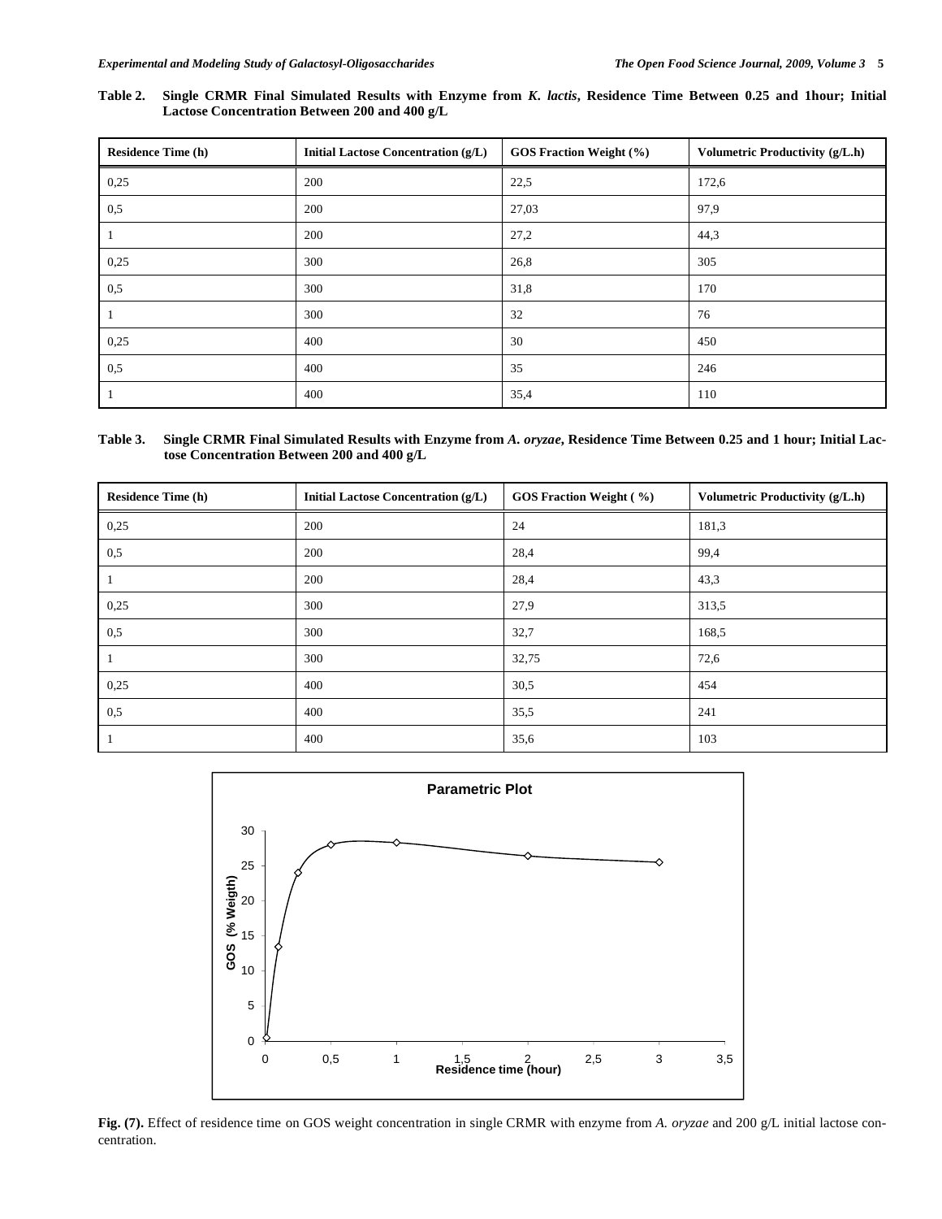**Table 2. Single CRMR Final Simulated Results with Enzyme from *K. lactis*, Residence Time Between 0.25 and 1hour; Initial Lactose Concentration Between 200 and 400 g/L**

| Residence Time (h) | Initial Lactose Concentration (g/L) | GOS Fraction Weight (%) | Volumetric Productivity (g/L.h) |
|---|---|---|---|
| 0,25 | 200 | 22,5 | 172,6 |
| 0,5 | 200 | 27,03 | 97,9 |
| 1 | 200 | 27,2 | 44,3 |
| 0,25 | 300 | 26,8 | 305 |
| 0,5 | 300 | 31,8 | 170 |
| 1 | 300 | 32 | 76 |
| 0,25 | 400 | 30 | 450 |
| 0,5 | 400 | 35 | 246 |
| 1 | 400 | 35,4 | 110 |

**Table 3. Single CRMR Final Simulated Results with Enzyme from *A. oryzae*, Residence Time Between 0.25 and 1 hour; Initial Lactose Concentration Between 200 and 400 g/L**

| Residence Time (h) | Initial Lactose Concentration (g/L) | GOS Fraction Weight ( %) | Volumetric Productivity (g/L.h) |
|---|---|---|---|
| 0,25 | 200 | 24 | 181,3 |
| 0,5 | 200 | 28,4 | 99,4 |
| 1 | 200 | 28,4 | 43,3 |
| 0,25 | 300 | 27,9 | 313,5 |
| 0,5 | 300 | 32,7 | 168,5 |
| 1 | 300 | 32,75 | 72,6 |
| 0,25 | 400 | 30,5 | 454 |
| 0,5 | 400 | 35,5 | 241 |
| 1 | 400 | 35,6 | 103 |

**Fig. (7).** Effect of residence time on GOS weight concentration in single CRMR with enzyme from *A. oryzae* and 200 g/L initial lactose concentration.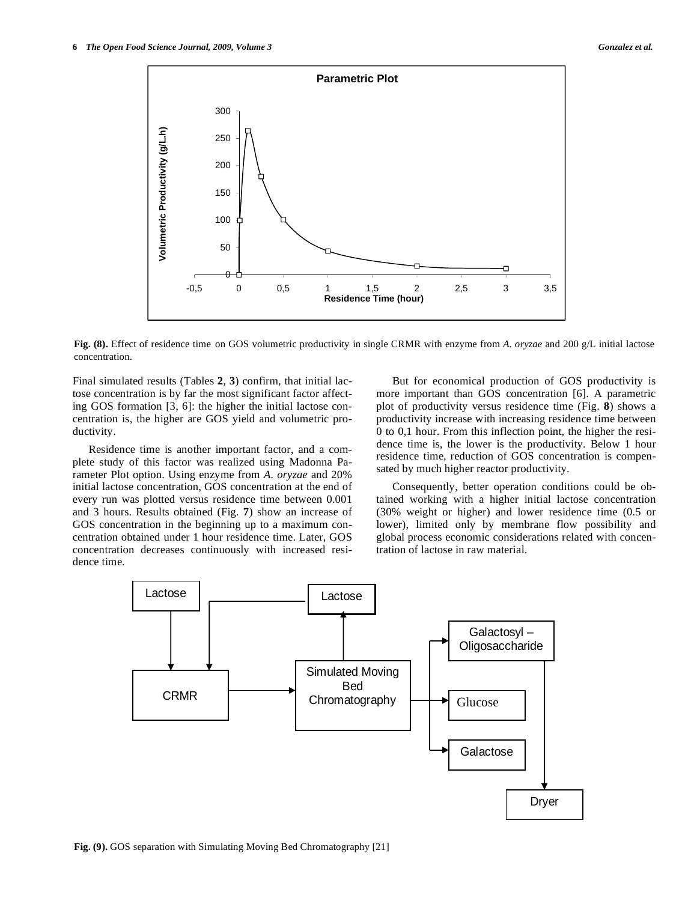Fig. (8). Effect of residence time on GOS volumetric productivity in single CRMR with enzyme from *A. oryzae* and 200 g/L initial lactose concentration.

Final simulated results (Tables **2**, **3**) confirm, that initial lactose concentration is by far the most significant factor affecting GOS formation [3, 6]: the higher the initial lactose concentration is, the higher are GOS yield and volumetric productivity.

Residence time is another important factor, and a complete study of this factor was realized using Madonna Parameter Plot option. Using enzyme from *A. oryzae* and 20% initial lactose concentration, GOS concentration at the end of every run was plotted versus residence time between 0.001 and 3 hours. Results obtained (Fig. **7**) show an increase of GOS concentration in the beginning up to a maximum concentration obtained under 1 hour residence time. Later, GOS concentration decreases continuously with increased residence time.

But for economical production of GOS productivity is more important than GOS concentration [6]. A parametric plot of productivity versus residence time (Fig. **8**) shows a productivity increase with increasing residence time between 0 to 0,1 hour. From this inflection point, the higher the residence time is, the lower is the productivity. Below 1 hour residence time, reduction of GOS concentration is compensated by much higher reactor productivity.

Consequently, better operation conditions could be obtained working with a higher initial lactose concentration (30% weight or higher) and lower residence time (0.5 or lower), limited only by membrane flow possibility and global process economic considerations related with concentration of lactose in raw material.

Fig. (9). GOS separation with Simulating Moving Bed Chromatography [21]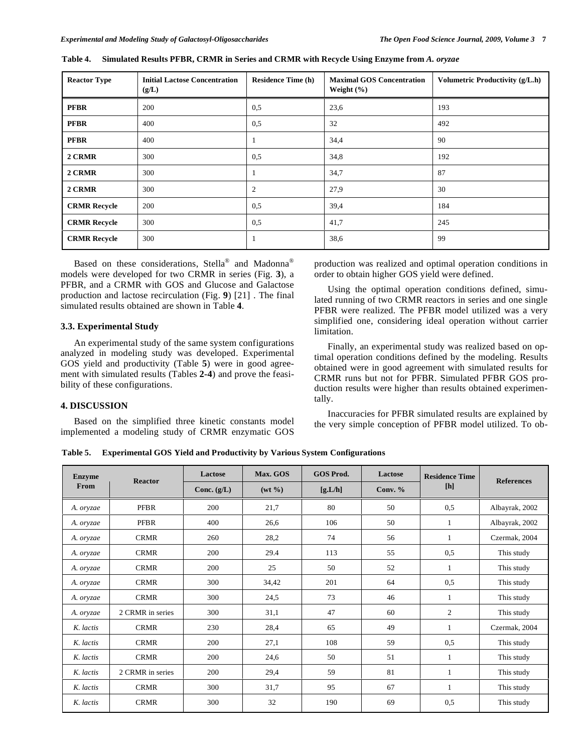**Table 4. Simulated Results PFBR, CRMR in Series and CRMR with Recycle Using Enzyme from *A. oryzae***

| Reactor Type | Initial Lactose Concentration (g/L) | Residence Time (h) | Maximal GOS Concentration Weight (%) | Volumetric Productivity (g/L.h) |
|---|---|---|---|---|
| **PFBR** | 200 | 0,5 | 23,6 | 193 |
| **PFBR** | 400 | 0,5 | 32 | 492 |
| **PFBR** | 400 | 1 | 34,4 | 90 |
| **2 CRMR** | 300 | 0,5 | 34,8 | 192 |
| **2 CRMR** | 300 | 1 | 34,7 | 87 |
| **2 CRMR** | 300 | 2 | 27,9 | 30 |
| **CRMR Recycle** | 200 | 0,5 | 39,4 | 184 |
| **CRMR Recycle** | 300 | 0,5 | 41,7 | 245 |
| **CRMR Recycle** | 300 | 1 | 38,6 | 99 |

Based on these considerations, Stella® and Madonna® models were developed for two CRMR in series (Fig. **3**), a PFBR, and a CRMR with GOS and Glucose and Galactose production and lactose recirculation (Fig. **9**) [21] . The final simulated results obtained are shown in Table **4**.

### 3.3. Experimental Study

An experimental study of the same system configurations analyzed in modeling study was developed. Experimental GOS yield and productivity (Table **5**) were in good agreement with simulated results (Tables **2-4**) and prove the feasibility of these configurations.

## 4. DISCUSSION

Based on the simplified three kinetic constants model implemented a modeling study of CRMR enzymatic GOS production was realized and optimal operation conditions in order to obtain higher GOS yield were defined.

Using the optimal operation conditions defined, simulated running of two CRMR reactors in series and one single PFBR were realized. The PFBR model utilized was a very simplified one, considering ideal operation without carrier limitation.

Finally, an experimental study was realized based on optimal operation conditions defined by the modeling. Results obtained were in good agreement with simulated results for CRMR runs but not for PFBR. Simulated PFBR GOS production results were higher than results obtained experimentally.

Inaccuracies for PFBR simulated results are explained by the very simple conception of PFBR model utilized. To ob-

**Table 5. Experimental GOS Yield and Productivity by Various System Configurations**

| Enzyme From | Reactor | Lactose Conc. (g/L) | Max. GOS (wt %) | GOS Prod. [g.L/h] | Lactose Conv. % | Residence Time [h] | References |
|---|---|---|---|---|---|---|---|
| *A. oryzae* | PFBR | 200 | 21,7 | 80 | 50 | 0,5 | Albayrak, 2002 |
| *A. oryzae* | PFBR | 400 | 26,6 | 106 | 50 | 1 | Albayrak, 2002 |
| *A. oryzae* | CRMR | 260 | 28,2 | 74 | 56 | 1 | Czermak, 2004 |
| *A. oryzae* | CRMR | 200 | 29.4 | 113 | 55 | 0,5 | This study |
| *A. oryzae* | CRMR | 200 | 25 | 50 | 52 | 1 | This study |
| *A. oryzae* | CRMR | 300 | 34,42 | 201 | 64 | 0,5 | This study |
| *A. oryzae* | CRMR | 300 | 24,5 | 73 | 46 | 1 | This study |
| *A. oryzae* | 2 CRMR in series | 300 | 31,1 | 47 | 60 | 2 | This study |
| *K. lactis* | CRMR | 230 | 28,4 | 65 | 49 | 1 | Czermak, 2004 |
| *K. lactis* | CRMR | 200 | 27,1 | 108 | 59 | 0,5 | This study |
| *K. lactis* | CRMR | 200 | 24,6 | 50 | 51 | 1 | This study |
| *K. lactis* | 2 CRMR in series | 200 | 29,4 | 59 | 81 | 1 | This study |
| *K. lactis* | CRMR | 300 | 31,7 | 95 | 67 | 1 | This study |
| *K. lactis* | CRMR | 300 | 32 | 190 | 69 | 0,5 | This study |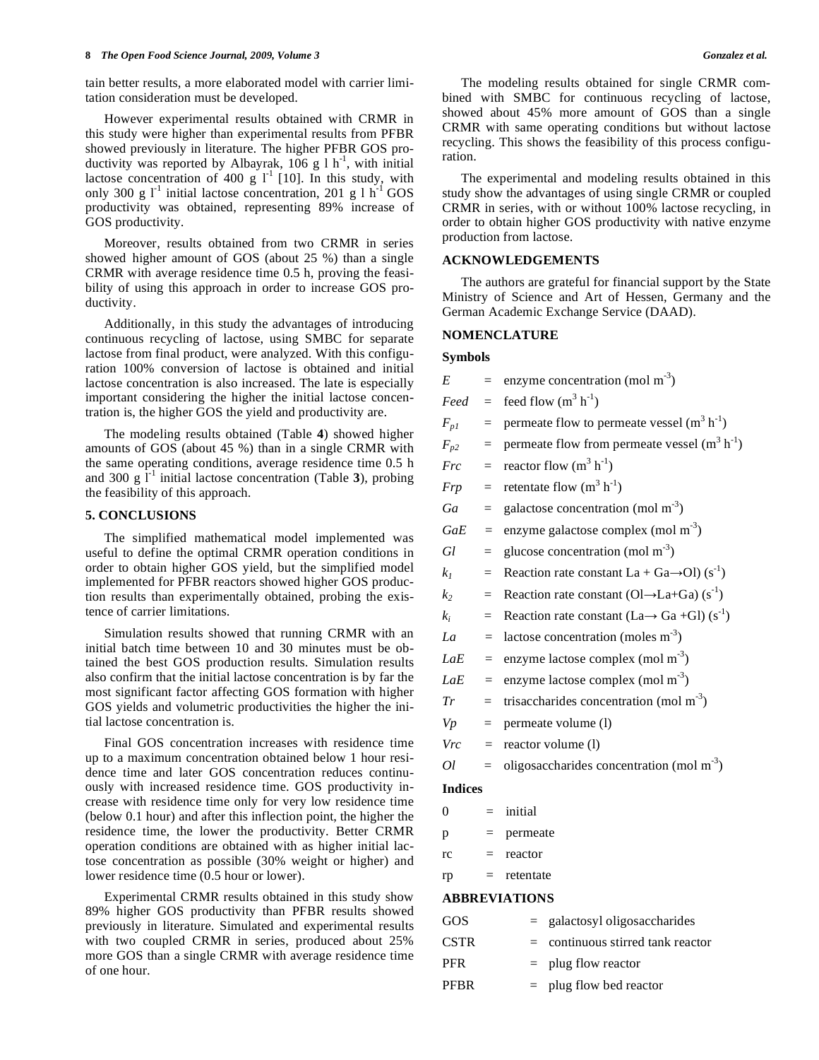tain better results, a more elaborated model with carrier limitation consideration must be developed.

However experimental results obtained with CRMR in this study were higher than experimental results from PFBR showed previously in literature. The higher PFBR GOS productivity was reported by Albayrak, 106 g l $h^{-1}$, with initial lactose concentration of 400 g $l^{-1}$ [10]. In this study, with only 300 g $l^{-1}$ initial lactose concentration, 201 g l $h^{-1}$ GOS productivity was obtained, representing 89% increase of GOS productivity.

Moreover, results obtained from two CRMR in series showed higher amount of GOS (about 25 %) than a single CRMR with average residence time 0.5 h, proving the feasibility of using this approach in order to increase GOS productivity.

Additionally, in this study the advantages of introducing continuous recycling of lactose, using SMBC for separate lactose from final product, were analyzed. With this configuration 100% conversion of lactose is obtained and initial lactose concentration is also increased. The late is especially important considering the higher the initial lactose concentration is, the higher GOS the yield and productivity are.

The modeling results obtained (Table **4**) showed higher amounts of GOS (about 45 %) than in a single CRMR with the same operating conditions, average residence time 0.5 h and 300 g $l^{-1}$ initial lactose concentration (Table **3**), probing the feasibility of this approach.

## 5. CONCLUSIONS

The simplified mathematical model implemented was useful to define the optimal CRMR operation conditions in order to obtain higher GOS yield, but the simplified model implemented for PFBR reactors showed higher GOS production results than experimentally obtained, probing the existence of carrier limitations.

Simulation results showed that running CRMR with an initial batch time between 10 and 30 minutes must be obtained the best GOS production results. Simulation results also confirm that the initial lactose concentration is by far the most significant factor affecting GOS formation with higher GOS yields and volumetric productivities the higher the initial lactose concentration is.

Final GOS concentration increases with residence time up to a maximum concentration obtained below 1 hour residence time and later GOS concentration reduces continuously with increased residence time. GOS productivity increase with residence time only for very low residence time (below 0.1 hour) and after this inflection point, the higher the residence time, the lower the productivity. Better CRMR operation conditions are obtained with as higher initial lactose concentration as possible (30% weight or higher) and lower residence time (0.5 hour or lower).

Experimental CRMR results obtained in this study show 89% higher GOS productivity than PFBR results showed previously in literature. Simulated and experimental results with two coupled CRMR in series, produced about 25% more GOS than a single CRMR with average residence time of one hour.

The modeling results obtained for single CRMR combined with SMBC for continuous recycling of lactose, showed about 45% more amount of GOS than a single CRMR with same operating conditions but without lactose recycling. This shows the feasibility of this process configuration.

The experimental and modeling results obtained in this study show the advantages of using single CRMR or coupled CRMR in series, with or without 100% lactose recycling, in order to obtain higher GOS productivity with native enzyme production from lactose.

## ACKNOWLEDGEMENTS

The authors are grateful for financial support by the State Ministry of Science and Art of Hessen, Germany and the German Academic Exchange Service (DAAD).

## NOMENCLATURE

### Symbols

| | | |
|---|---|---|
| $E$ | = | enzyme concentration (mol $m^{-3}$) |
| $Feed$ | = | feed flow ($m^3$ $h^{-1}$) |
| $F_{p1}$ | = | permeate flow to permeate vessel ($m^3$ $h^{-1}$) |
| $F_{p2}$ | = | permeate flow from permeate vessel ($m^3$ $h^{-1}$) |
| $Frc$ | = | reactor flow ($m^3$ $h^{-1}$) |
| $Frp$ | = | retentate flow ($m^3$ $h^{-1}$) |
| $Ga$ | = | galactose concentration (mol $m^{-3}$) |
| $GaE$ | = | enzyme galactose complex (mol $m^{-3}$) |
| $Gl$ | = | glucose concentration (mol $m^{-3}$) |
| $k_1$ | = | Reaction rate constant La + Ga→Ol) ($s^{-1}$) |
| $k_2$ | = | Reaction rate constant (Ol→La+Ga) ($s^{-1}$) |
| $k_i$ | = | Reaction rate constant (La→ Ga +Gl) ($s^{-1}$) |
| $La$ | = | lactose concentration (moles $m^{-3}$) |
| $LaE$ | = | enzyme lactose complex (mol $m^{-3}$) |
| $LaE$ | = | enzyme lactose complex (mol $m^{-3}$) |
| $Tr$ | = | trisaccharides concentration (mol $m^{-3}$) |
| $Vp$ | = | permeate volume (l) |
| $Vrc$ | = | reactor volume (l) |
| $Ol$ | = | oligosaccharides concentration (mol $m^{-3}$) |

### Indices

| | | |
|---|---|---|
| 0 | = | initial |
| p | = | permeate |
| rc | = | reactor |
| rp | = | retentate |

## ABBREVIATIONS

| | | |
|---|---|---|
| GOS | = | galactosyl oligosaccharides |
| CSTR | = | continuous stirred tank reactor |
| PFR | = | plug flow reactor |
| PFBR | = | plug flow bed reactor |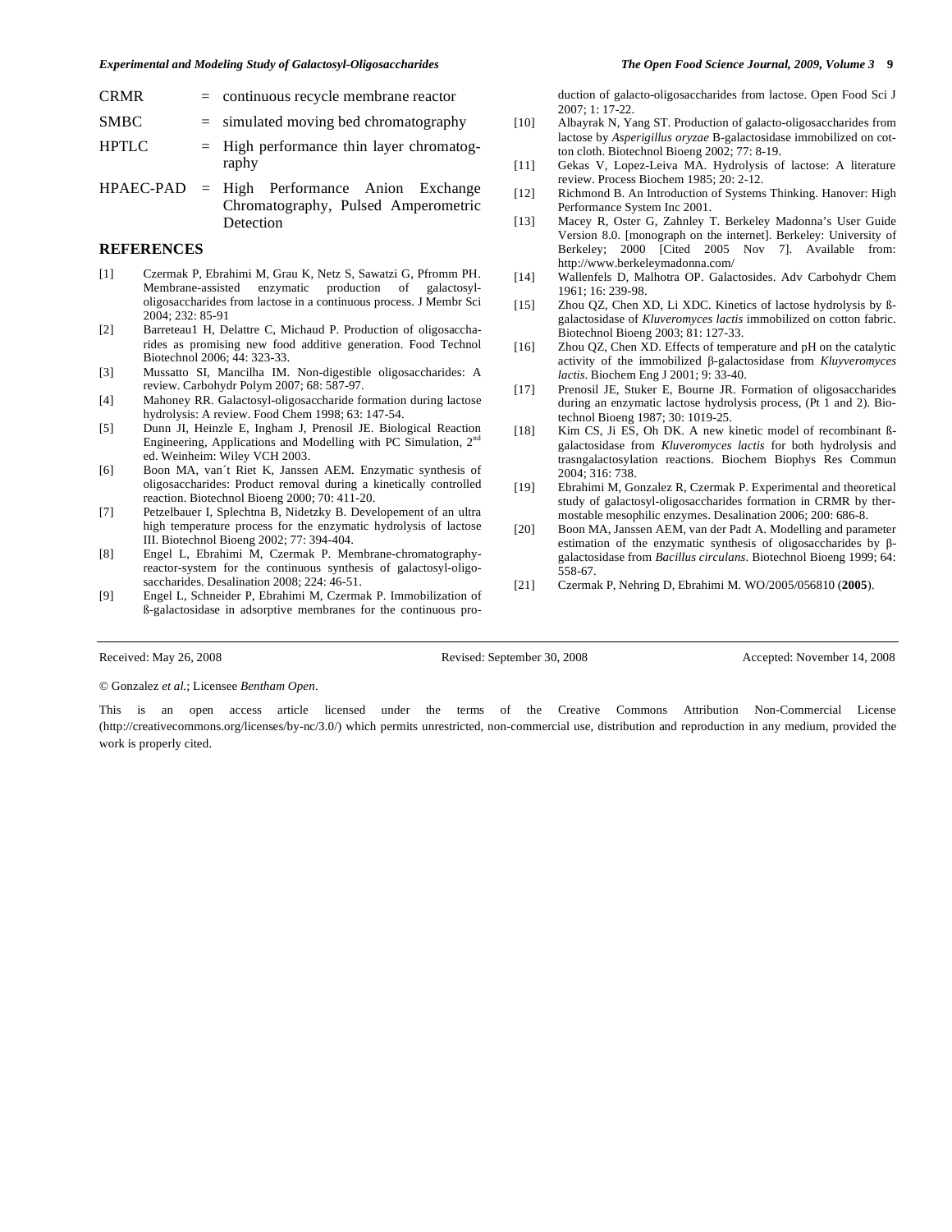| | | |
|---|---|---|
| CRMR | = | continuous recycle membrane reactor |
| SMBC | = | simulated moving bed chromatography |
| HPTLC | = | High performance thin layer chromatography |
| HPAEC-PAD | = | High Performance Anion Exchange Chromatography, Pulsed Amperometric Detection |

## REFERENCES

[1] Czermak P, Ebrahimi M, Grau K, Netz S, Sawatzi G, Pfromm PH. Membrane-assisted enzymatic production of galactosyl-oligosaccharides from lactose in a continuous process. J Membr Sci 2004; 232: 85-91

[2] Barreteau1 H, Delattre C, Michaud P. Production of oligosaccharides as promising new food additive generation. Food Technol Biotechnol 2006; 44: 323-33.

[3] Mussatto SI, Mancilha IM. Non-digestible oligosaccharides: A review. Carbohydr Polym 2007; 68: 587-97.

[4] Mahoney RR. Galactosyl-oligosaccharide formation during lactose hydrolysis: A review. Food Chem 1998; 63: 147-54.

[5] Dunn JI, Heinzle E, Ingham J, Prenosil JE. Biological Reaction Engineering, Applications and Modelling with PC Simulation, 2nd ed. Weinheim: Wiley VCH 2003.

[6] Boon MA, van´t Riet K, Janssen AEM. Enzymatic synthesis of oligosaccharides: Product removal during a kinetically controlled reaction. Biotechnol Bioeng 2000; 70: 411-20.

[7] Petzelbauer I, Splechtna B, Nidetzky B. Developement of an ultra high temperature process for the enzymatic hydrolysis of lactose III. Biotechnol Bioeng 2002; 77: 394-404.

[8] Engel L, Ebrahimi M, Czermak P. Membrane-chromatography-reactor-system for the continuous synthesis of galactosyl-oligosaccharides. Desalination 2008; 224: 46-51.

[9] Engel L, Schneider P, Ebrahimi M, Czermak P. Immobilization of ß-galactosidase in adsorptive membranes for the continuous production of galacto-oligosaccharides from lactose. Open Food Sci J 2007; 1: 17-22.

[10] Albayrak N, Yang ST. Production of galacto-oligosaccharides from lactose by *Asperigillus oryzae* B-galactosidase immobilized on cotton cloth. Biotechnol Bioeng 2002; 77: 8-19.

[11] Gekas V, Lopez-Leiva MA. Hydrolysis of lactose: A literature review. Process Biochem 1985; 20: 2-12.

[12] Richmond B. An Introduction of Systems Thinking. Hanover: High Performance System Inc 2001.

[13] Macey R, Oster G, Zahnley T. Berkeley Madonna's User Guide Version 8.0. [monograph on the internet]. Berkeley: University of Berkeley; 2000 [Cited 2005 Nov 7]. Available from: http://www.berkeleymadonna.com/

[14] Wallenfels D, Malhotra OP. Galactosides. Adv Carbohydr Chem 1961; 16: 239-98.

[15] Zhou QZ, Chen XD, Li XDC. Kinetics of lactose hydrolysis by ß-galactosidase of *Kluveromyces lactis* immobilized on cotton fabric. Biotechnol Bioeng 2003; 81: 127-33.

[16] Zhou QZ, Chen XD. Effects of temperature and pH on the catalytic activity of the immobilized β-galactosidase from *Kluyveromyces lactis*. Biochem Eng J 2001; 9: 33-40.

[17] Prenosil JE, Stuker E, Bourne JR. Formation of oligosaccharides during an enzymatic lactose hydrolysis process, (Pt 1 and 2). Biotechnol Bioeng 1987; 30: 1019-25.

[18] Kim CS, Ji ES, Oh DK. A new kinetic model of recombinant ß-galactosidase from *Kluveromyces lactis* for both hydrolysis and trasngalactosylation reactions. Biochem Biophys Res Commun 2004; 316: 738.

[19] Ebrahimi M, Gonzalez R, Czermak P. Experimental and theoretical study of galactosyl-oligosaccharides formation in CRMR by thermostable mesophilic enzymes. Desalination 2006; 200: 686-8.

[20] Boon MA, Janssen AEM, van der Padt A. Modelling and parameter estimation of the enzymatic synthesis of oligosaccharides by β-galactosidase from *Bacillus circulans*. Biotechnol Bioeng 1999; 64: 558-67.

[21] Czermak P, Nehring D, Ebrahimi M. WO/2005/056810 (**2005**).

Received: May 26, 2008 Revised: September 30, 2008 Accepted: November 14, 2008

© Gonzalez *et al.*; Licensee *Bentham Open*.

This is an open access article licensed under the terms of the Creative Commons Attribution Non-Commercial License (http://creativecommons.org/licenses/by-nc/3.0/) which permits unrestricted, non-commercial use, distribution and reproduction in any medium, provided the work is properly cited.